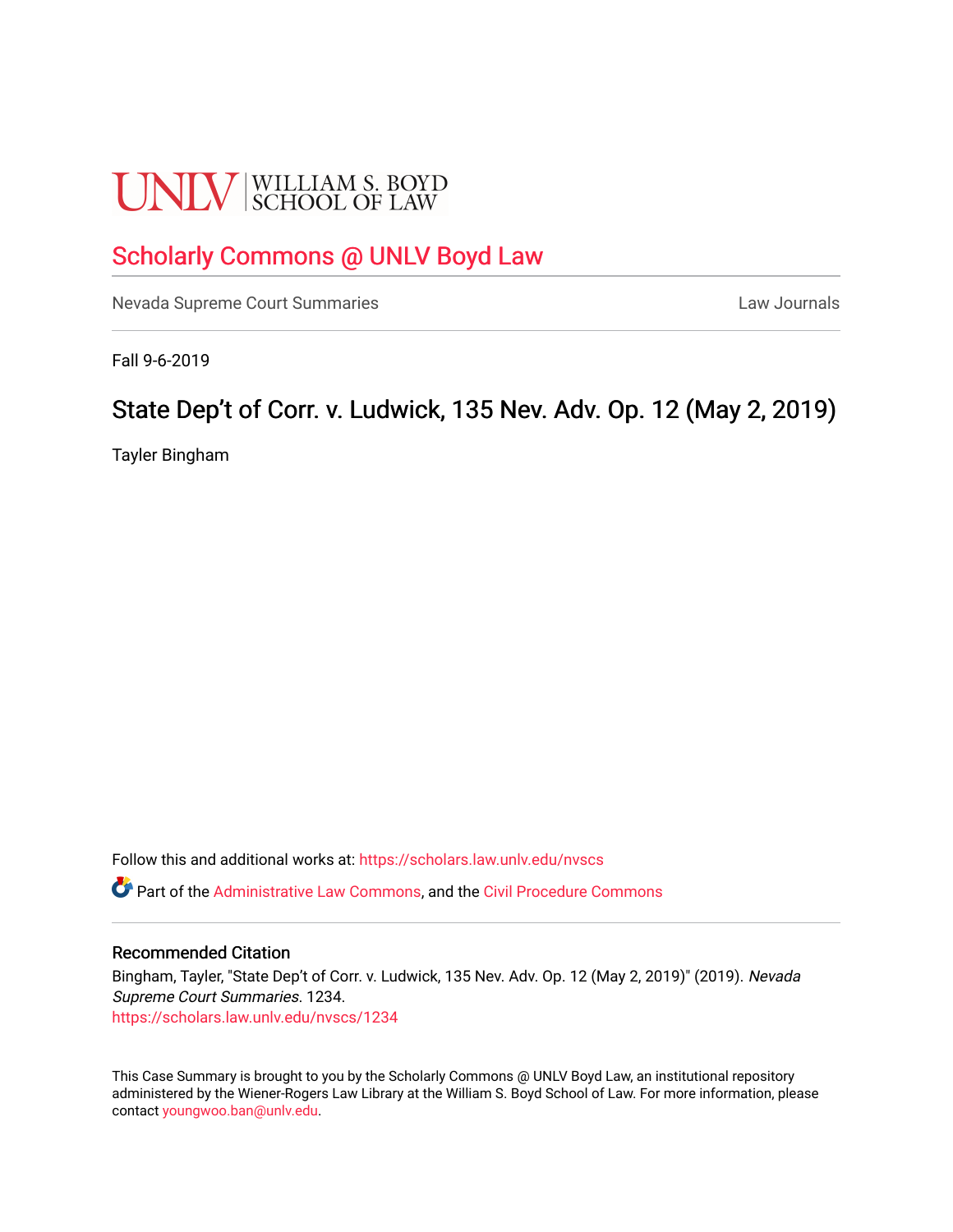UNLV | WILLIAM S. BOYD SCHOOL OF LAW

# Scholarly Commons @ UNLV Boyd Law

Nevada Supreme Court Summaries | Law Journals

Fall 9-6-2019

## State Dep't of Corr. v. Ludwick, 135 Nev. Adv. Op. 12 (May 2, 2019)

Tayler Bingham

Follow this and additional works at: https://scholars.law.unlv.edu/nvscs

Part of the Administrative Law Commons, and the Civil Procedure Commons

### Recommended Citation

Bingham, Tayler, "State Dep't of Corr. v. Ludwick, 135 Nev. Adv. Op. 12 (May 2, 2019)" (2019). *Nevada Supreme Court Summaries*. 1234.
https://scholars.law.unlv.edu/nvscs/1234

This Case Summary is brought to you by the Scholarly Commons @ UNLV Boyd Law, an institutional repository administered by the Wiener-Rogers Law Library at the William S. Boyd School of Law. For more information, please contact youngwoo.ban@unlv.edu.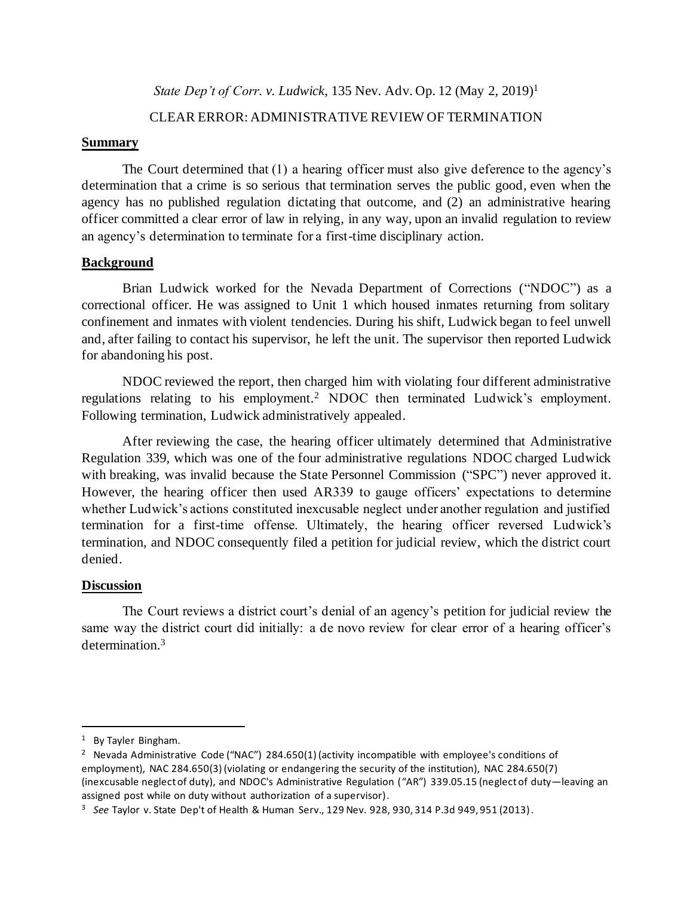*State Dep't of Corr. v. Ludwick*, 135 Nev. Adv. Op. 12 (May 2, 2019)[1]

CLEAR ERROR: ADMINISTRATIVE REVIEW OF TERMINATION

## Summary

The Court determined that (1) a hearing officer must also give deference to the agency's determination that a crime is so serious that termination serves the public good, even when the agency has no published regulation dictating that outcome, and (2) an administrative hearing officer committed a clear error of law in relying, in any way, upon an invalid regulation to review an agency's determination to terminate for a first-time disciplinary action.

## Background

Brian Ludwick worked for the Nevada Department of Corrections ("NDOC") as a correctional officer. He was assigned to Unit 1 which housed inmates returning from solitary confinement and inmates with violent tendencies. During his shift, Ludwick began to feel unwell and, after failing to contact his supervisor, he left the unit. The supervisor then reported Ludwick for abandoning his post.

NDOC reviewed the report, then charged him with violating four different administrative regulations relating to his employment.[2] NDOC then terminated Ludwick's employment. Following termination, Ludwick administratively appealed.

After reviewing the case, the hearing officer ultimately determined that Administrative Regulation 339, which was one of the four administrative regulations NDOC charged Ludwick with breaking, was invalid because the State Personnel Commission ("SPC") never approved it. However, the hearing officer then used AR339 to gauge officers' expectations to determine whether Ludwick's actions constituted inexcusable neglect under another regulation and justified termination for a first-time offense. Ultimately, the hearing officer reversed Ludwick's termination, and NDOC consequently filed a petition for judicial review, which the district court denied.

## Discussion

The Court reviews a district court's denial of an agency's petition for judicial review the same way the district court did initially: a de novo review for clear error of a hearing officer's determination.[3]

---

[1] By Tayler Bingham.

[2] Nevada Administrative Code ("NAC") 284.650(1) (activity incompatible with employee's conditions of employment), NAC 284.650(3) (violating or endangering the security of the institution), NAC 284.650(7) (inexcusable neglect of duty), and NDOC's Administrative Regulation ("AR") 339.05.15 (neglect of duty—leaving an assigned post while on duty without authorization of a supervisor).

[3] *See* Taylor v. State Dep't of Health & Human Serv., 129 Nev. 928, 930, 314 P.3d 949, 951 (2013).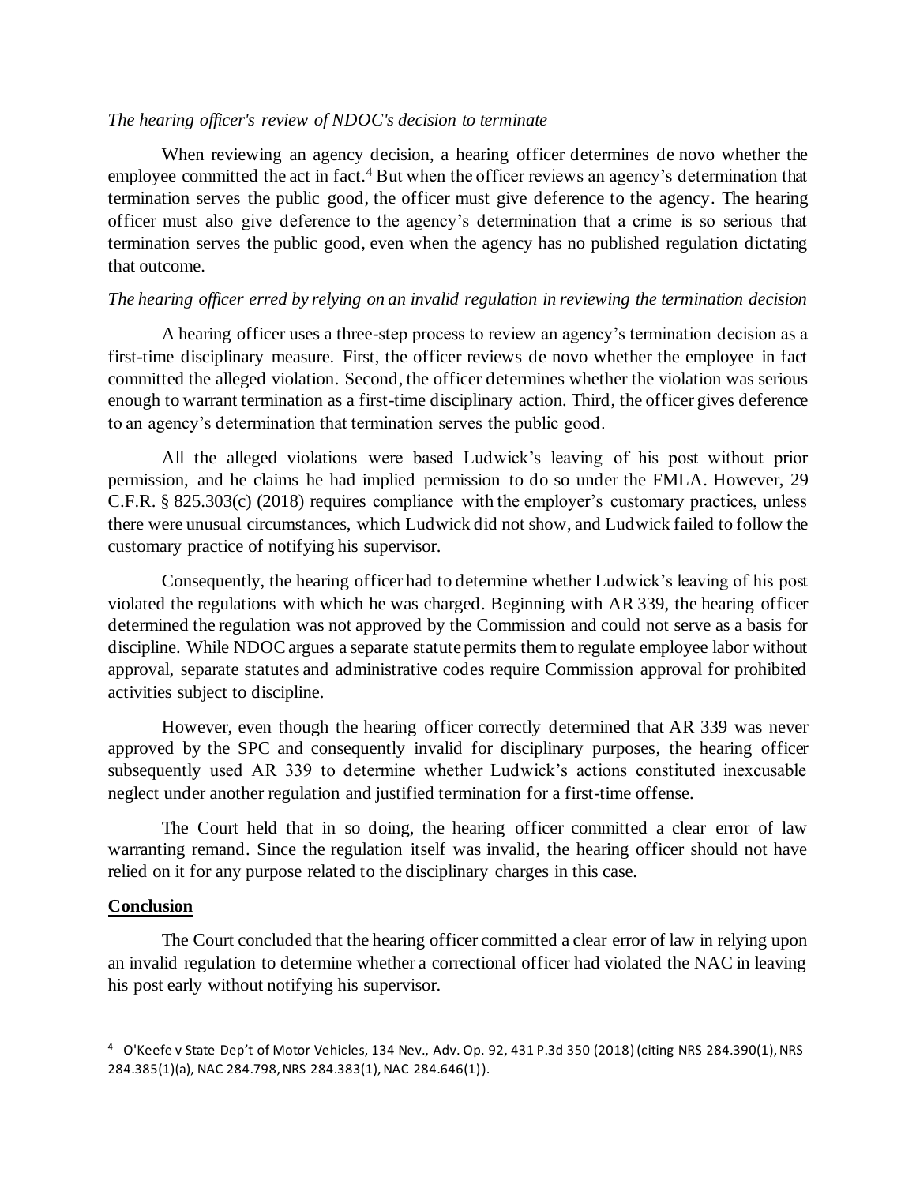*The hearing officer's review of NDOC's decision to terminate*

When reviewing an agency decision, a hearing officer determines de novo whether the employee committed the act in fact.[4] But when the officer reviews an agency's determination that termination serves the public good, the officer must give deference to the agency. The hearing officer must also give deference to the agency's determination that a crime is so serious that termination serves the public good, even when the agency has no published regulation dictating that outcome.

*The hearing officer erred by relying on an invalid regulation in reviewing the termination decision*

A hearing officer uses a three-step process to review an agency's termination decision as a first-time disciplinary measure. First, the officer reviews de novo whether the employee in fact committed the alleged violation. Second, the officer determines whether the violation was serious enough to warrant termination as a first-time disciplinary action. Third, the officer gives deference to an agency's determination that termination serves the public good.

All the alleged violations were based Ludwick's leaving of his post without prior permission, and he claims he had implied permission to do so under the FMLA. However, 29 C.F.R. § 825.303(c) (2018) requires compliance with the employer's customary practices, unless there were unusual circumstances, which Ludwick did not show, and Ludwick failed to follow the customary practice of notifying his supervisor.

Consequently, the hearing officer had to determine whether Ludwick's leaving of his post violated the regulations with which he was charged. Beginning with AR 339, the hearing officer determined the regulation was not approved by the Commission and could not serve as a basis for discipline. While NDOC argues a separate statute permits them to regulate employee labor without approval, separate statutes and administrative codes require Commission approval for prohibited activities subject to discipline.

However, even though the hearing officer correctly determined that AR 339 was never approved by the SPC and consequently invalid for disciplinary purposes, the hearing officer subsequently used AR 339 to determine whether Ludwick's actions constituted inexcusable neglect under another regulation and justified termination for a first-time offense.

The Court held that in so doing, the hearing officer committed a clear error of law warranting remand. Since the regulation itself was invalid, the hearing officer should not have relied on it for any purpose related to the disciplinary charges in this case.

## Conclusion

The Court concluded that the hearing officer committed a clear error of law in relying upon an invalid regulation to determine whether a correctional officer had violated the NAC in leaving his post early without notifying his supervisor.

---

[4] O'Keefe v State Dep't of Motor Vehicles, 134 Nev., Adv. Op. 92, 431 P.3d 350 (2018) (citing NRS 284.390(1), NRS 284.385(1)(a), NAC 284.798, NRS 284.383(1), NAC 284.646(1)).